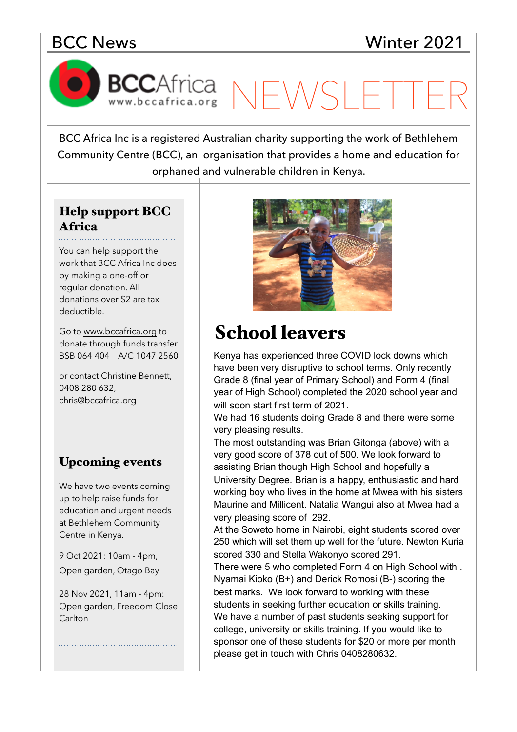BCC News

Winter 2021

# BCCAfrica NEWSLETTER

www.bccafrica.org

BCC Africa Inc is a registered Australian charity supporting the work of Bethlehem Community Centre (BCC), an organisation that provides a home and education for orphaned and vulnerable children in Kenya.

## Help support BCC Africa

You can help support the work that BCC Africa Inc does by making a one-off or regular donation. All donations over $2 are tax deductible.

Go to www.bccafrica.org to donate through funds transfer BSB 064 404 A/C 1047 2560

or contact Christine Bennett, 0408 280 632, chris@bccafrica.org

## Upcoming events

We have two events coming up to help raise funds for education and urgent needs at Bethlehem Community Centre in Kenya.

9 Oct 2021: 10am - 4pm, Open garden, Otago Bay

28 Nov 2021, 11am - 4pm: Open garden, Freedom Close Carlton

## School leavers

Kenya has experienced three COVID lock downs which have been very disruptive to school terms. Only recently Grade 8 (final year of Primary School) and Form 4 (final year of High School) completed the 2020 school year and will soon start first term of 2021.

We had 16 students doing Grade 8 and there were some very pleasing results.

The most outstanding was Brian Gitonga (above) with a very good score of 378 out of 500. We look forward to assisting Brian though High School and hopefully a University Degree. Brian is a happy, enthusiastic and hard working boy who lives in the home at Mwea with his sisters Maurine and Millicent. Natalia Wangui also at Mwea had a very pleasing score of 292.

At the Soweto home in Nairobi, eight students scored over 250 which will set them up well for the future. Newton Kuria scored 330 and Stella Wakonyo scored 291.

There were 5 who completed Form 4 on High School with . Nyamai Kioko (B+) and Derick Romosi (B-) scoring the best marks. We look forward to working with these students in seeking further education or skills training.

We have a number of past students seeking support for college, university or skills training. If you would like to sponsor one of these students for $20 or more per month please get in touch with Chris 0408280632.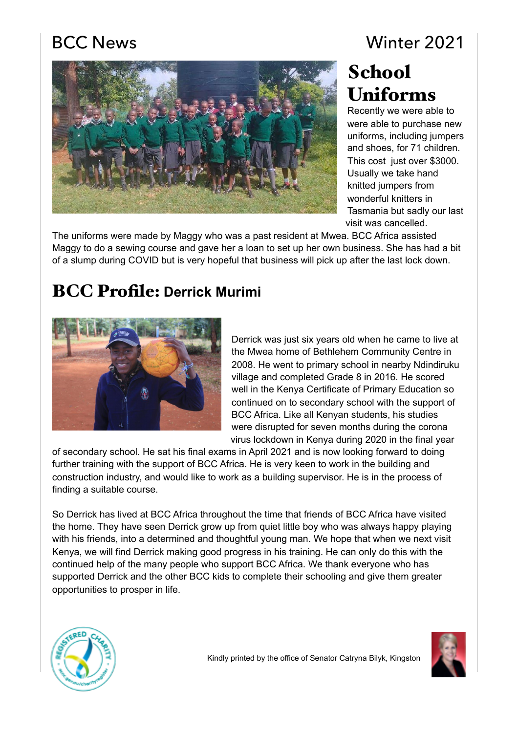# BCC News

Winter 2021

## School Uniforms

Recently we were able to were able to purchase new uniforms, including jumpers and shoes, for 71 children. This cost just over $3000. Usually we take hand knitted jumpers from wonderful knitters in Tasmania but sadly our last visit was cancelled.

The uniforms were made by Maggy who was a past resident at Mwea. BCC Africa assisted Maggy to do a sewing course and gave her a loan to set up her own business. She has had a bit of a slump during COVID but is very hopeful that business will pick up after the last lock down.

## BCC Profile: Derrick Murimi

Derrick was just six years old when he came to live at the Mwea home of Bethlehem Community Centre in 2008. He went to primary school in nearby Ndindiruku village and completed Grade 8 in 2016. He scored well in the Kenya Certificate of Primary Education so continued on to secondary school with the support of BCC Africa. Like all Kenyan students, his studies were disrupted for seven months during the corona virus lockdown in Kenya during 2020 in the final year of secondary school. He sat his final exams in April 2021 and is now looking forward to doing further training with the support of BCC Africa. He is very keen to work in the building and construction industry, and would like to work as a building supervisor. He is in the process of finding a suitable course.

So Derrick has lived at BCC Africa throughout the time that friends of BCC Africa have visited the home. They have seen Derrick grow up from quiet little boy who was always happy playing with his friends, into a determined and thoughtful young man. We hope that when we next visit Kenya, we will find Derrick making good progress in his training. He can only do this with the continued help of the many people who support BCC Africa. We thank everyone who has supported Derrick and the other BCC kids to complete their schooling and give them greater opportunities to prosper in life.

Kindly printed by the office of Senator Catryna Bilyk, Kingston